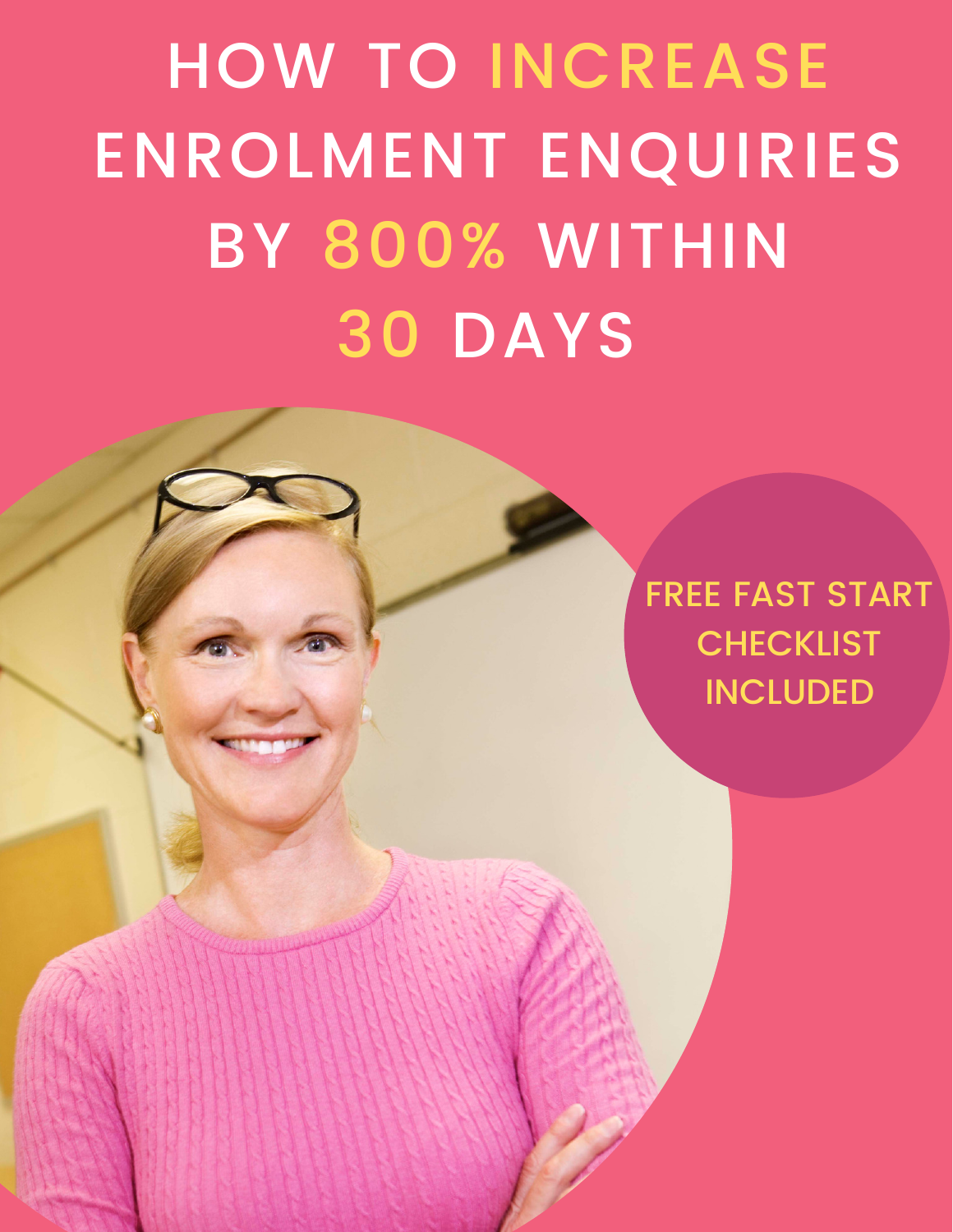# HOW TO INCREASE ENROLMENT ENQUIRIES BY 800% WITHIN 30 DAYS

FREE FAST START CHECKLIST INCLUDED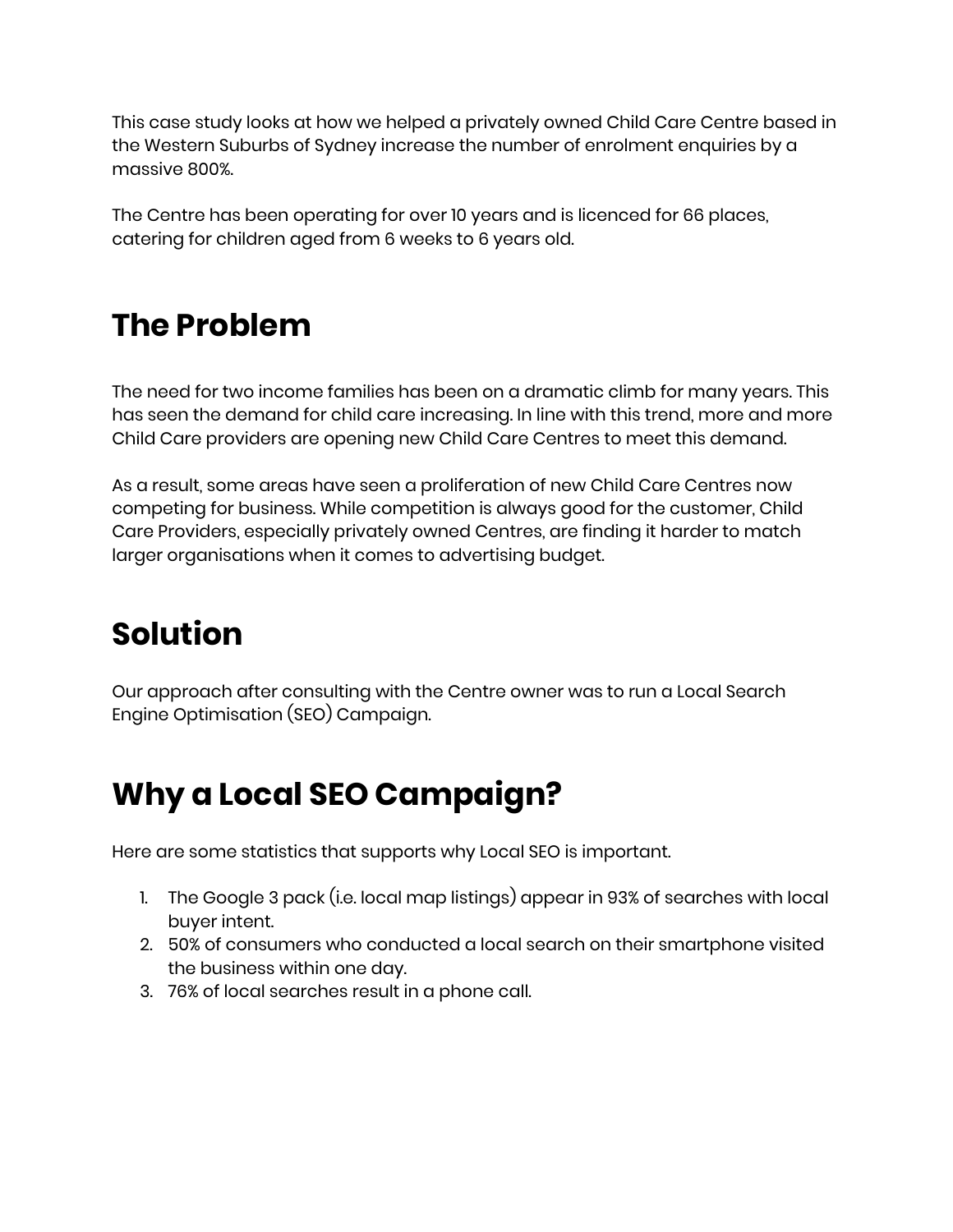This case study looks at how we helped a privately owned Child Care Centre based in the Western Suburbs of Sydney increase the number of enrolment enquiries by a massive 800%.

The Centre has been operating for over 10 years and is licenced for 66 places, catering for children aged from 6 weeks to 6 years old.

# The Problem

The need for two income families has been on a dramatic climb for many years. This has seen the demand for child care increasing. In line with this trend, more and more Child Care providers are opening new Child Care Centres to meet this demand.

As a result, some areas have seen a proliferation of new Child Care Centres now competing for business. While competition is always good for the customer, Child Care Providers, especially privately owned Centres, are finding it harder to match larger organisations when it comes to advertising budget.

# Solution

Our approach after consulting with the Centre owner was to run a Local Search Engine Optimisation (SEO) Campaign.

# Why a Local SEO Campaign?

Here are some statistics that supports why Local SEO is important.

1. The Google 3 pack (i.e. local map listings) appear in 93% of searches with local buyer intent.
2. 50% of consumers who conducted a local search on their smartphone visited the business within one day.
3. 76% of local searches result in a phone call.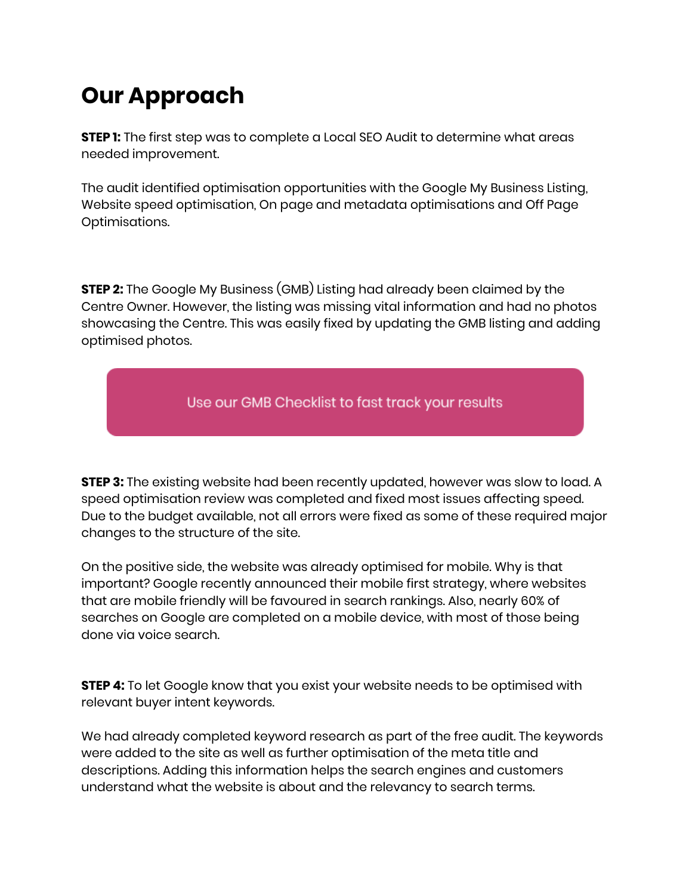# Our Approach

**STEP 1:** The first step was to complete a Local SEO Audit to determine what areas needed improvement.

The audit identified optimisation opportunities with the Google My Business Listing, Website speed optimisation, On page and metadata optimisations and Off Page Optimisations.

**STEP 2:** The Google My Business (GMB) Listing had already been claimed by the Centre Owner. However, the listing was missing vital information and had no photos showcasing the Centre. This was easily fixed by updating the GMB listing and adding optimised photos.

Use our GMB Checklist to fast track your results

**STEP 3:** The existing website had been recently updated, however was slow to load. A speed optimisation review was completed and fixed most issues affecting speed. Due to the budget available, not all errors were fixed as some of these required major changes to the structure of the site.

On the positive side, the website was already optimised for mobile. Why is that important? Google recently announced their mobile first strategy, where websites that are mobile friendly will be favoured in search rankings. Also, nearly 60% of searches on Google are completed on a mobile device, with most of those being done via voice search.

**STEP 4:** To let Google know that you exist your website needs to be optimised with relevant buyer intent keywords.

We had already completed keyword research as part of the free audit. The keywords were added to the site as well as further optimisation of the meta title and descriptions. Adding this information helps the search engines and customers understand what the website is about and the relevancy to search terms.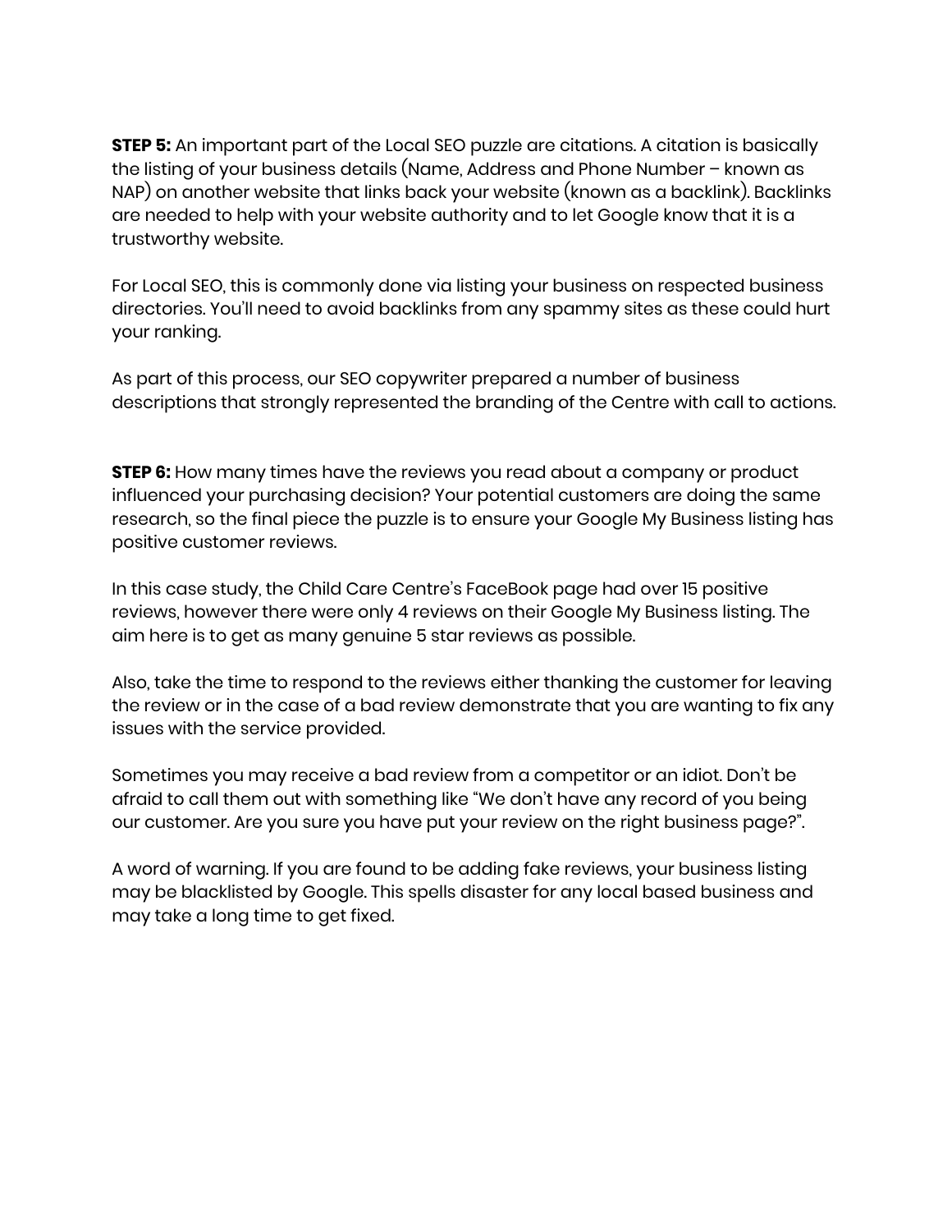**STEP 5:** An important part of the Local SEO puzzle are citations. A citation is basically the listing of your business details (Name, Address and Phone Number – known as NAP) on another website that links back your website (known as a backlink). Backlinks are needed to help with your website authority and to let Google know that it is a trustworthy website.

For Local SEO, this is commonly done via listing your business on respected business directories. You'll need to avoid backlinks from any spammy sites as these could hurt your ranking.

As part of this process, our SEO copywriter prepared a number of business descriptions that strongly represented the branding of the Centre with call to actions.

**STEP 6:** How many times have the reviews you read about a company or product influenced your purchasing decision? Your potential customers are doing the same research, so the final piece the puzzle is to ensure your Google My Business listing has positive customer reviews.

In this case study, the Child Care Centre's FaceBook page had over 15 positive reviews, however there were only 4 reviews on their Google My Business listing. The aim here is to get as many genuine 5 star reviews as possible.

Also, take the time to respond to the reviews either thanking the customer for leaving the review or in the case of a bad review demonstrate that you are wanting to fix any issues with the service provided.

Sometimes you may receive a bad review from a competitor or an idiot. Don't be afraid to call them out with something like "We don't have any record of you being our customer. Are you sure you have put your review on the right business page?".

A word of warning. If you are found to be adding fake reviews, your business listing may be blacklisted by Google. This spells disaster for any local based business and may take a long time to get fixed.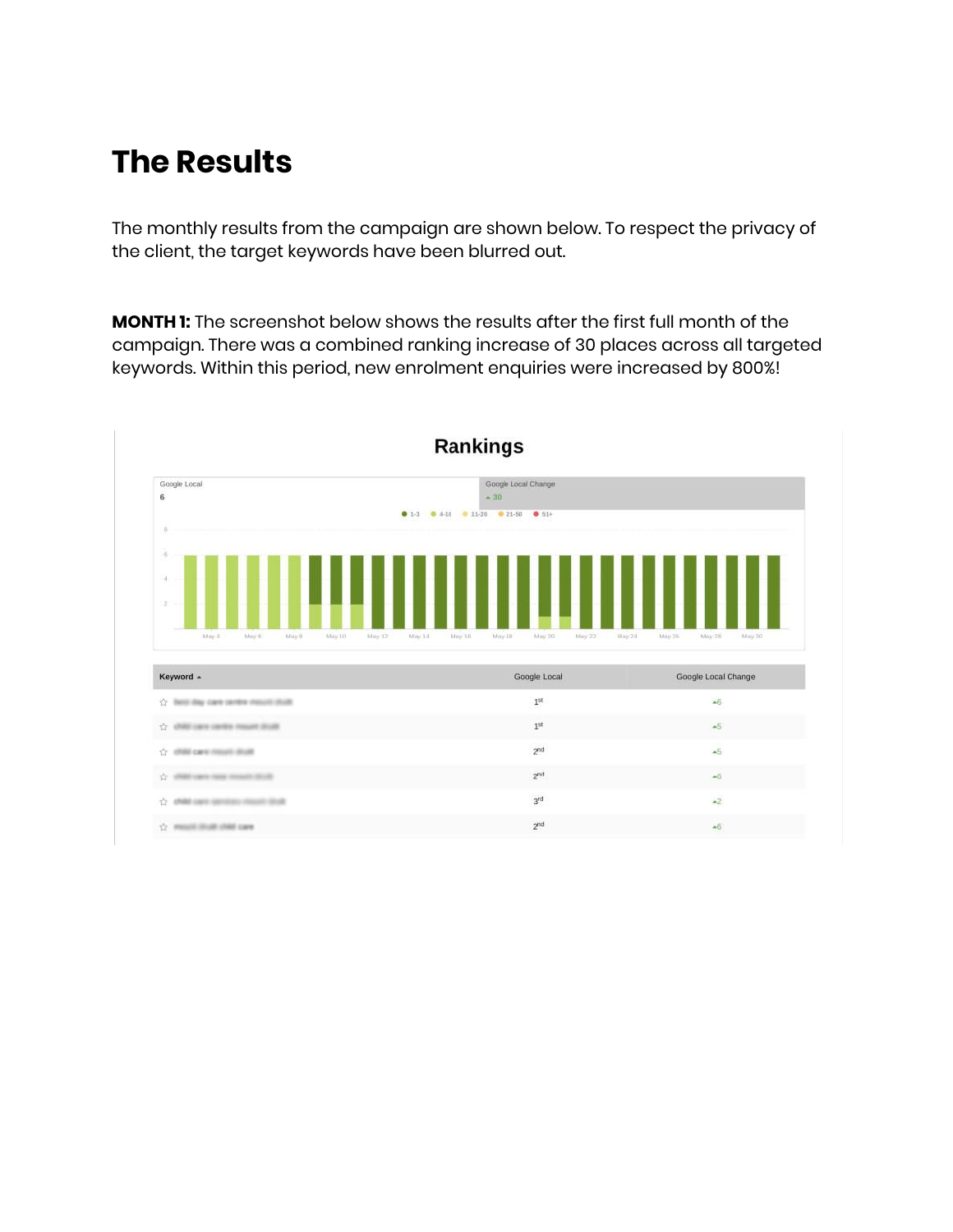# The Results

The monthly results from the campaign are shown below. To respect the privacy of the client, the target keywords have been blurred out.

**MONTH 1:** The screenshot below shows the results after the first full month of the campaign. There was a combined ranking increase of 30 places across all targeted keywords. Within this period, new enrolment enquiries were increased by 800%!

## Rankings

Google Local: 6 | Google Local Change: ▲ 30

| Keyword ▲ | Google Local | Google Local Change |
|---|---|---|
| ☆ | 1st | ▲6 |
| ☆ | 1st | ▲5 |
| ☆ | 2nd | ▲5 |
| ☆ | 2nd | ▲6 |
| ☆ | 3rd | ▲2 |
| ☆ | 2nd | ▲6 |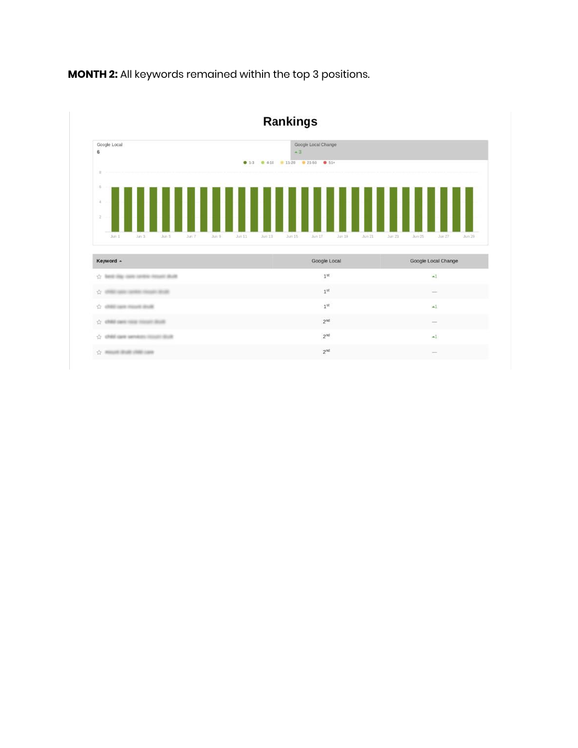**MONTH 2:** All keywords remained within the top 3 positions.

## Rankings

| Google Local | Google Local Change |
|---|---|
| 6 | ▲3 |

| Keyword ▲ | Google Local | Google Local Change |
|---|---|---|
| ☆ best day care centre mount druitt | 1st | ▲1 |
| ☆ child care centre mount druitt | 1st | — |
| ☆ child care mount druitt | 1st | ▲1 |
| ☆ child care near mount druitt | 2nd | — |
| ☆ child care services mount druitt | 2nd | ▲1 |
| ☆ mount druitt child care | 2nd | — |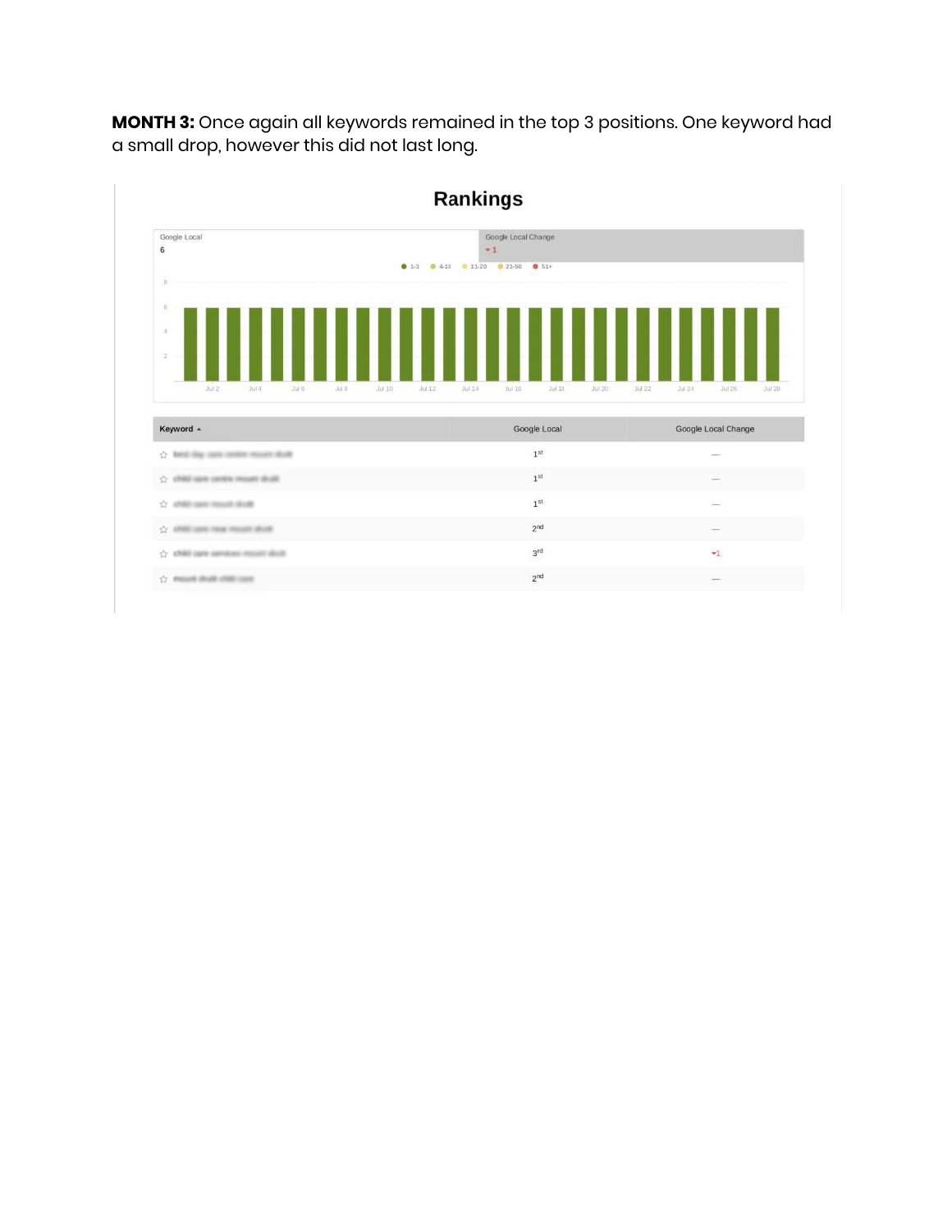**MONTH 3:** Once again all keywords remained in the top 3 positions. One keyword had a small drop, however this did not last long.

## Rankings

Google Local
6

Google Local Change
▾1

● 1-3 ● 4-10 ● 11-20 ● 21-50 ● 51+

| Keyword ▴ | Google Local | Google Local Change |
| --- | --- | --- |
| ☆ | 1st | — |
| ☆ | 1st | — |
| ☆ | 1st | — |
| ☆ | 2nd | — |
| ☆ | 3rd | ▾1 |
| ☆ | 2nd | — |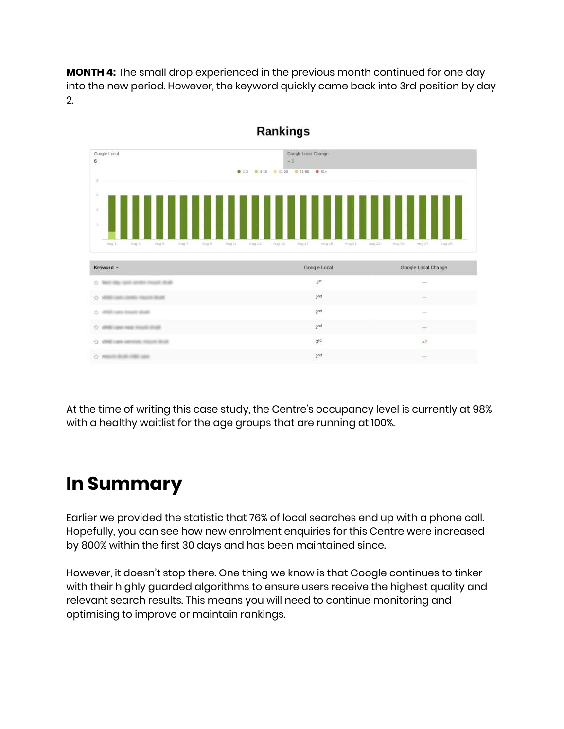**MONTH 4:** The small drop experienced in the previous month continued for one day into the new period. However, the keyword quickly came back into 3rd position by day 2.

**Rankings**

Google Local: 6

Google Local Change: ▲2

| Keyword ▲ | Google Local | Google Local Change |
|---|---|---|
| | 1st | — |
| | 2nd | — |
| | 2nd | — |
| | 2nd | — |
| | 3rd | ▲2 |
| | 2nd | — |

At the time of writing this case study, the Centre's occupancy level is currently at 98% with a healthy waitlist for the age groups that are running at 100%.

# In Summary

Earlier we provided the statistic that 76% of local searches end up with a phone call. Hopefully, you can see how new enrolment enquiries for this Centre were increased by 800% within the first 30 days and has been maintained since.

However, it doesn't stop there. One thing we know is that Google continues to tinker with their highly guarded algorithms to ensure users receive the highest quality and relevant search results. This means you will need to continue monitoring and optimising to improve or maintain rankings.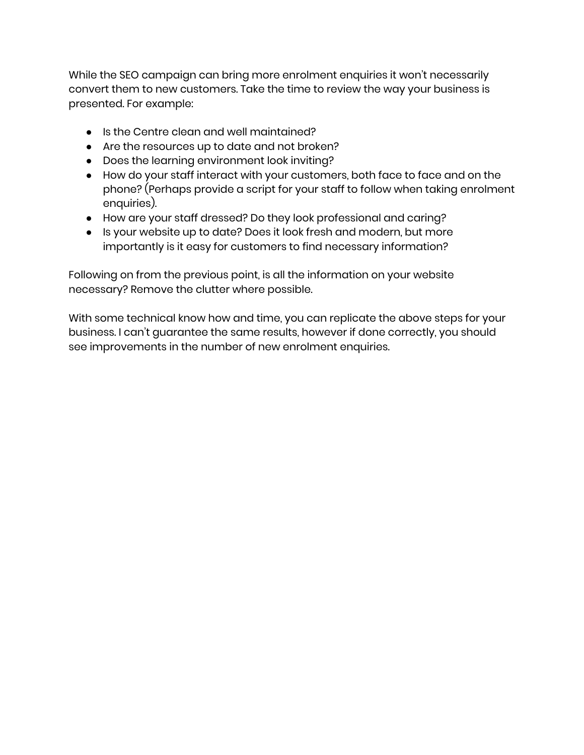While the SEO campaign can bring more enrolment enquiries it won't necessarily convert them to new customers. Take the time to review the way your business is presented. For example:

- Is the Centre clean and well maintained?
- Are the resources up to date and not broken?
- Does the learning environment look inviting?
- How do your staff interact with your customers, both face to face and on the phone? (Perhaps provide a script for your staff to follow when taking enrolment enquiries).
- How are your staff dressed? Do they look professional and caring?
- Is your website up to date? Does it look fresh and modern, but more importantly is it easy for customers to find necessary information?

Following on from the previous point, is all the information on your website necessary? Remove the clutter where possible.

With some technical know how and time, you can replicate the above steps for your business. I can't guarantee the same results, however if done correctly, you should see improvements in the number of new enrolment enquiries.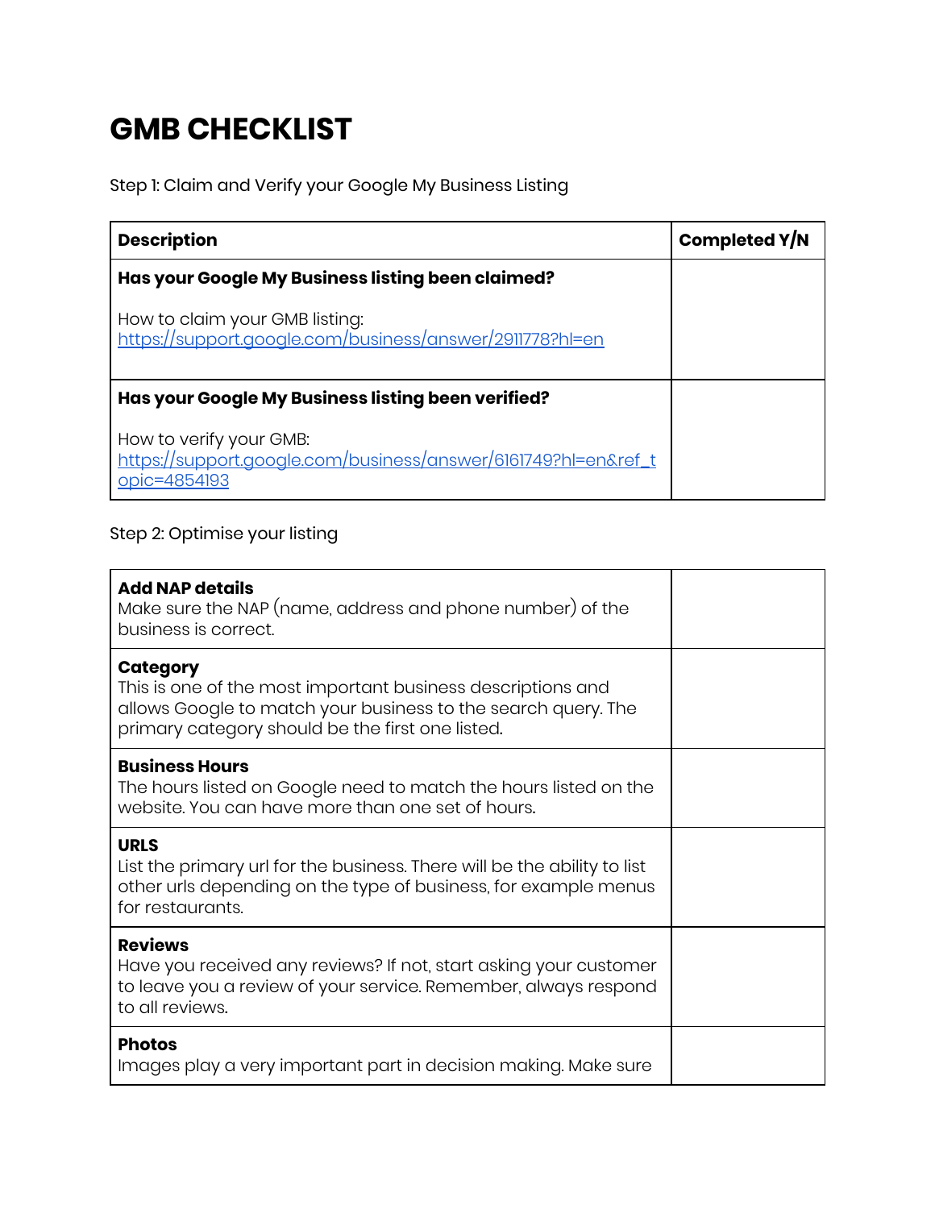# GMB CHECKLIST

Step 1: Claim and Verify your Google My Business Listing

| Description | Completed Y/N |
|---|---|
| **Has your Google My Business listing been claimed?**<br><br>How to claim your GMB listing:<br>https://support.google.com/business/answer/2911778?hl=en | |
| **Has your Google My Business listing been verified?**<br><br>How to verify your GMB:<br>https://support.google.com/business/answer/6161749?hl=en&ref_topic=4854193 | |

Step 2: Optimise your listing

| | |
|---|---|
| **Add NAP details**<br>Make sure the NAP (name, address and phone number) of the business is correct. | |
| **Category**<br>This is one of the most important business descriptions and allows Google to match your business to the search query. The primary category should be the first one listed. | |
| **Business Hours**<br>The hours listed on Google need to match the hours listed on the website. You can have more than one set of hours. | |
| **URLS**<br>List the primary url for the business. There will be the ability to list other urls depending on the type of business, for example menus for restaurants. | |
| **Reviews**<br>Have you received any reviews? If not, start asking your customer to leave you a review of your service. Remember, always respond to all reviews. | |
| **Photos**<br>Images play a very important part in decision making. Make sure | |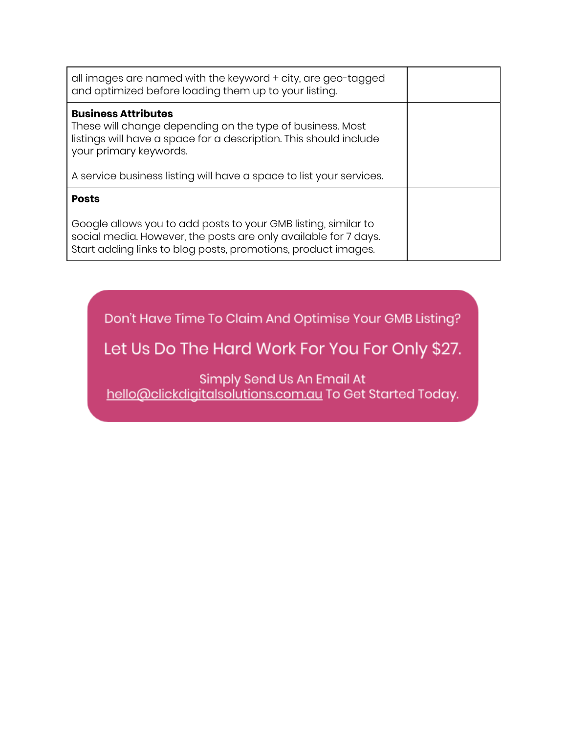| | |
|---|---|
| all images are named with the keyword + city, are geo-tagged and optimized before loading them up to your listing. | |
| **Business Attributes**<br>These will change depending on the type of business. Most listings will have a space for a description. This should include your primary keywords.<br><br>A service business listing will have a space to list your services. | |
| **Posts**<br><br>Google allows you to add posts to your GMB listing, similar to social media. However, the posts are only available for 7 days. Start adding links to blog posts, promotions, product images. | |

Don't Have Time To Claim And Optimise Your GMB Listing?

Let Us Do The Hard Work For You For Only $27.

Simply Send Us An Email At hello@clickdigitalsolutions.com.au To Get Started Today.